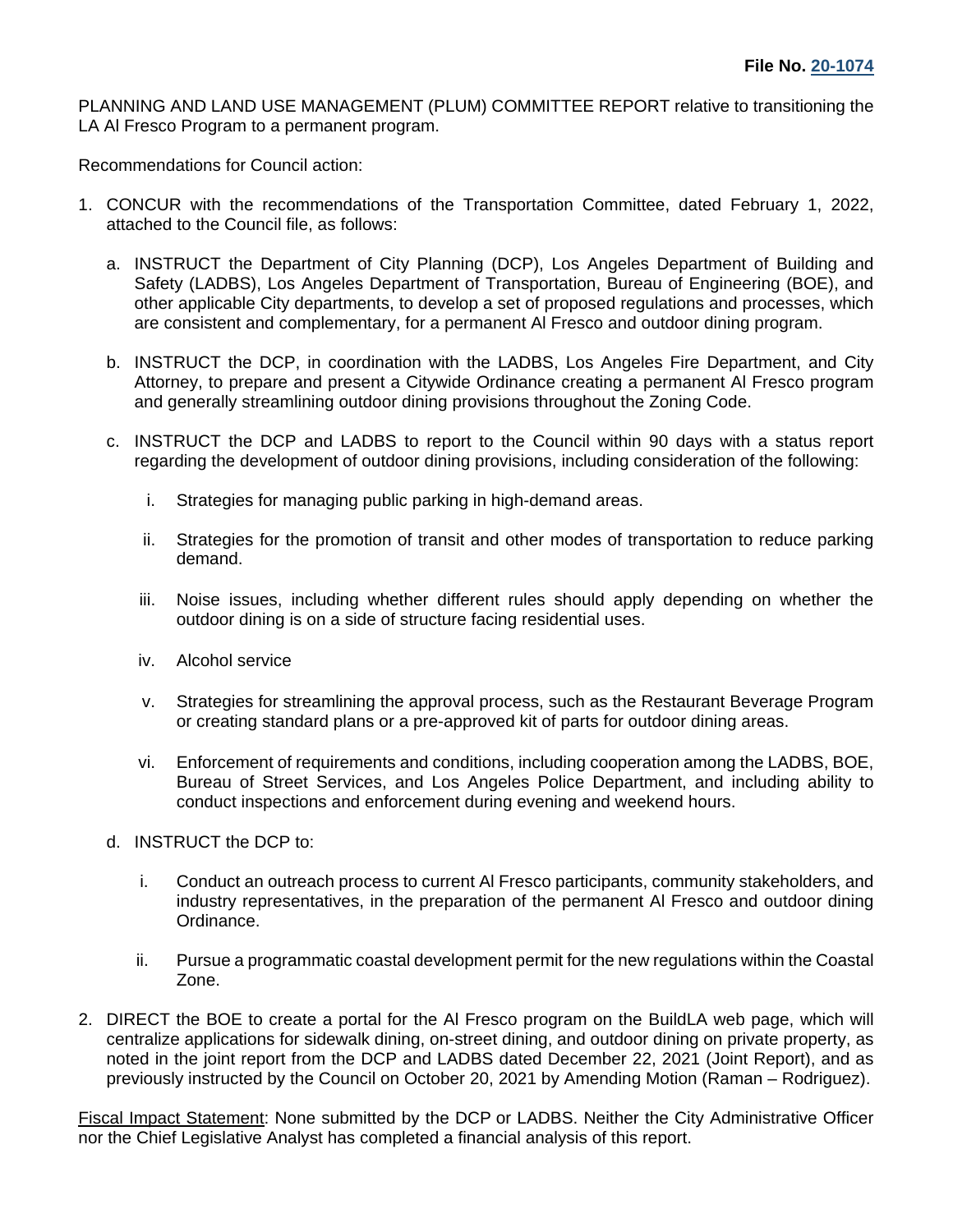**File No. 20-1074**

PLANNING AND LAND USE MANAGEMENT (PLUM) COMMITTEE REPORT relative to transitioning the LA Al Fresco Program to a permanent program.

Recommendations for Council action:

1. CONCUR with the recommendations of the Transportation Committee, dated February 1, 2022, attached to the Council file, as follows:

   a. INSTRUCT the Department of City Planning (DCP), Los Angeles Department of Building and Safety (LADBS), Los Angeles Department of Transportation, Bureau of Engineering (BOE), and other applicable City departments, to develop a set of proposed regulations and processes, which are consistent and complementary, for a permanent Al Fresco and outdoor dining program.

   b. INSTRUCT the DCP, in coordination with the LADBS, Los Angeles Fire Department, and City Attorney, to prepare and present a Citywide Ordinance creating a permanent Al Fresco program and generally streamlining outdoor dining provisions throughout the Zoning Code.

   c. INSTRUCT the DCP and LADBS to report to the Council within 90 days with a status report regarding the development of outdoor dining provisions, including consideration of the following:

      i. Strategies for managing public parking in high-demand areas.

      ii. Strategies for the promotion of transit and other modes of transportation to reduce parking demand.

      iii. Noise issues, including whether different rules should apply depending on whether the outdoor dining is on a side of structure facing residential uses.

      iv. Alcohol service

      v. Strategies for streamlining the approval process, such as the Restaurant Beverage Program or creating standard plans or a pre-approved kit of parts for outdoor dining areas.

      vi. Enforcement of requirements and conditions, including cooperation among the LADBS, BOE, Bureau of Street Services, and Los Angeles Police Department, and including ability to conduct inspections and enforcement during evening and weekend hours.

   d. INSTRUCT the DCP to:

      i. Conduct an outreach process to current Al Fresco participants, community stakeholders, and industry representatives, in the preparation of the permanent Al Fresco and outdoor dining Ordinance.

      ii. Pursue a programmatic coastal development permit for the new regulations within the Coastal Zone.

2. DIRECT the BOE to create a portal for the Al Fresco program on the BuildLA web page, which will centralize applications for sidewalk dining, on-street dining, and outdoor dining on private property, as noted in the joint report from the DCP and LADBS dated December 22, 2021 (Joint Report), and as previously instructed by the Council on October 20, 2021 by Amending Motion (Raman – Rodriguez).

Fiscal Impact Statement: None submitted by the DCP or LADBS. Neither the City Administrative Officer nor the Chief Legislative Analyst has completed a financial analysis of this report.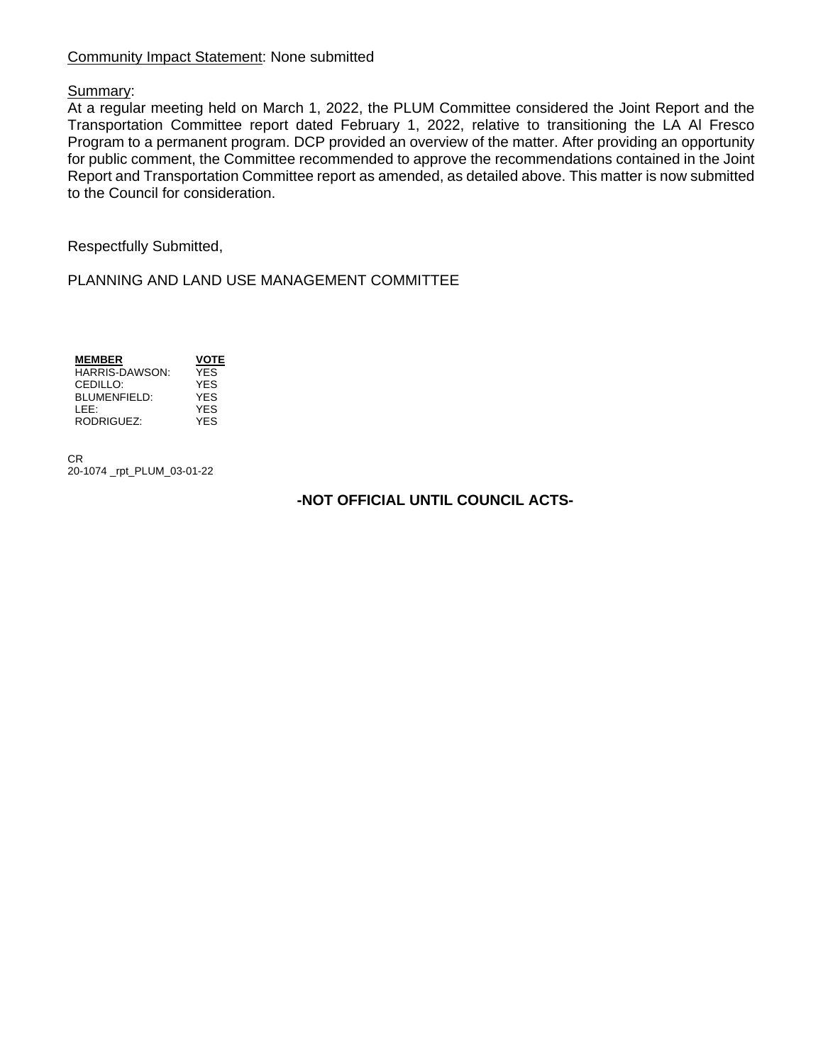Community Impact Statement: None submitted

Summary:

At a regular meeting held on March 1, 2022, the PLUM Committee considered the Joint Report and the Transportation Committee report dated February 1, 2022, relative to transitioning the LA Al Fresco Program to a permanent program. DCP provided an overview of the matter. After providing an opportunity for public comment, the Committee recommended to approve the recommendations contained in the Joint Report and Transportation Committee report as amended, as detailed above. This matter is now submitted to the Council for consideration.

Respectfully Submitted,

PLANNING AND LAND USE MANAGEMENT COMMITTEE

| MEMBER | VOTE |
|---|---|
| HARRIS-DAWSON: | YES |
| CEDILLO: | YES |
| BLUMENFIELD: | YES |
| LEE: | YES |
| RODRIGUEZ: | YES |

CR
20-1074 _rpt_PLUM_03-01-22

**-NOT OFFICIAL UNTIL COUNCIL ACTS-**